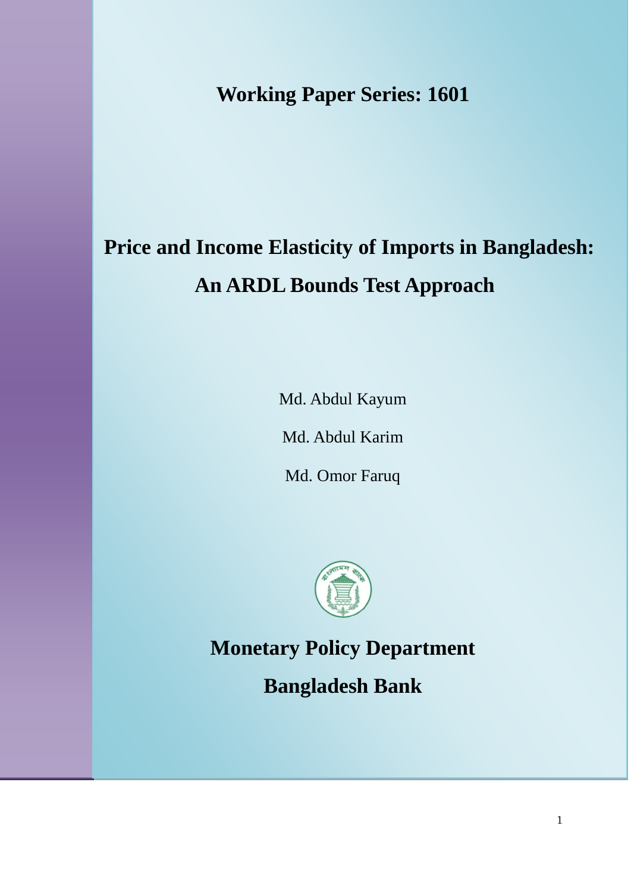**Working Paper Series: 1601**

# Price and Income Elasticity of Imports in Bangladesh: An ARDL Bounds Test Approach

Md. Abdul Kayum

Md. Abdul Karim

Md. Omor Faruq

**Monetary Policy Department**

**Bangladesh Bank**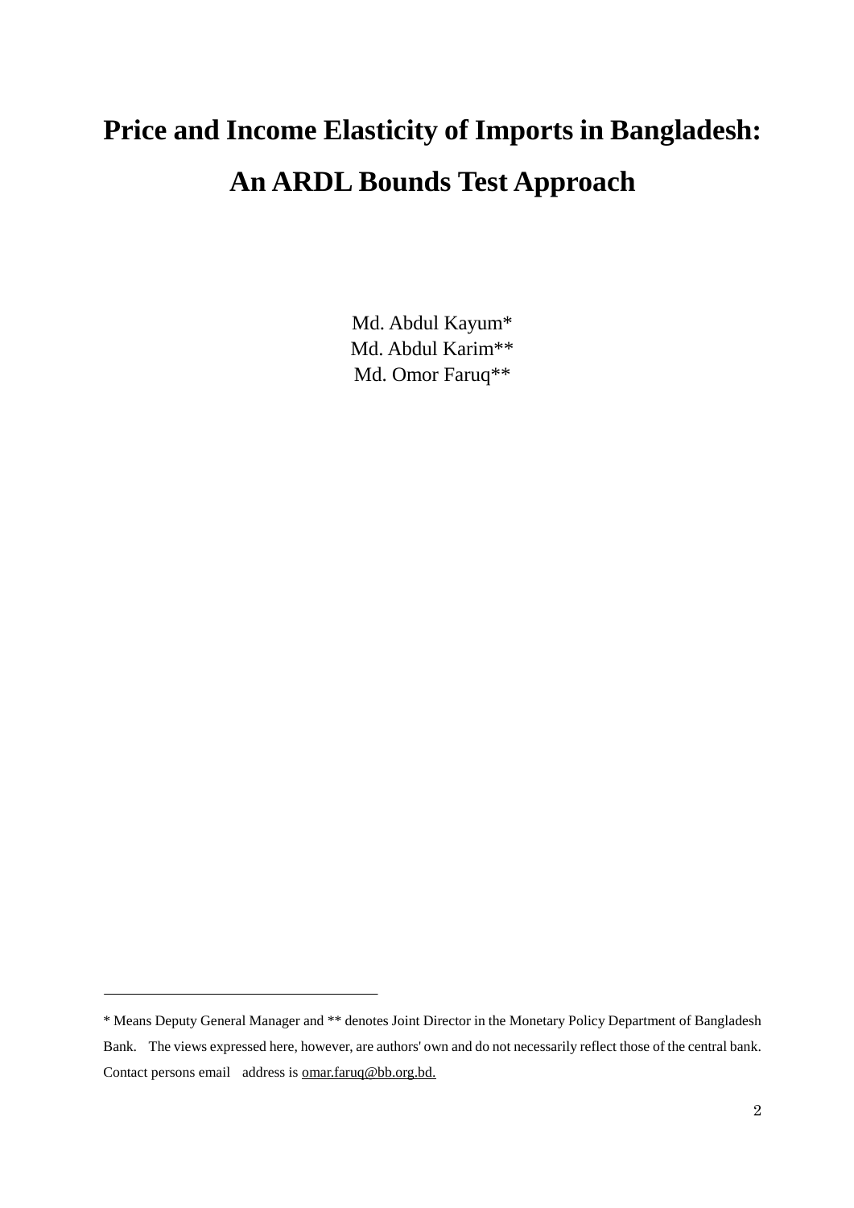# Price and Income Elasticity of Imports in Bangladesh: An ARDL Bounds Test Approach

Md. Abdul Kayum*
Md. Abdul Karim**
Md. Omor Faruq**

---

* Means Deputy General Manager and ** denotes Joint Director in the Monetary Policy Department of Bangladesh Bank. The views expressed here, however, are authors' own and do not necessarily reflect those of the central bank. Contact persons email address is omar.faruq@bb.org.bd.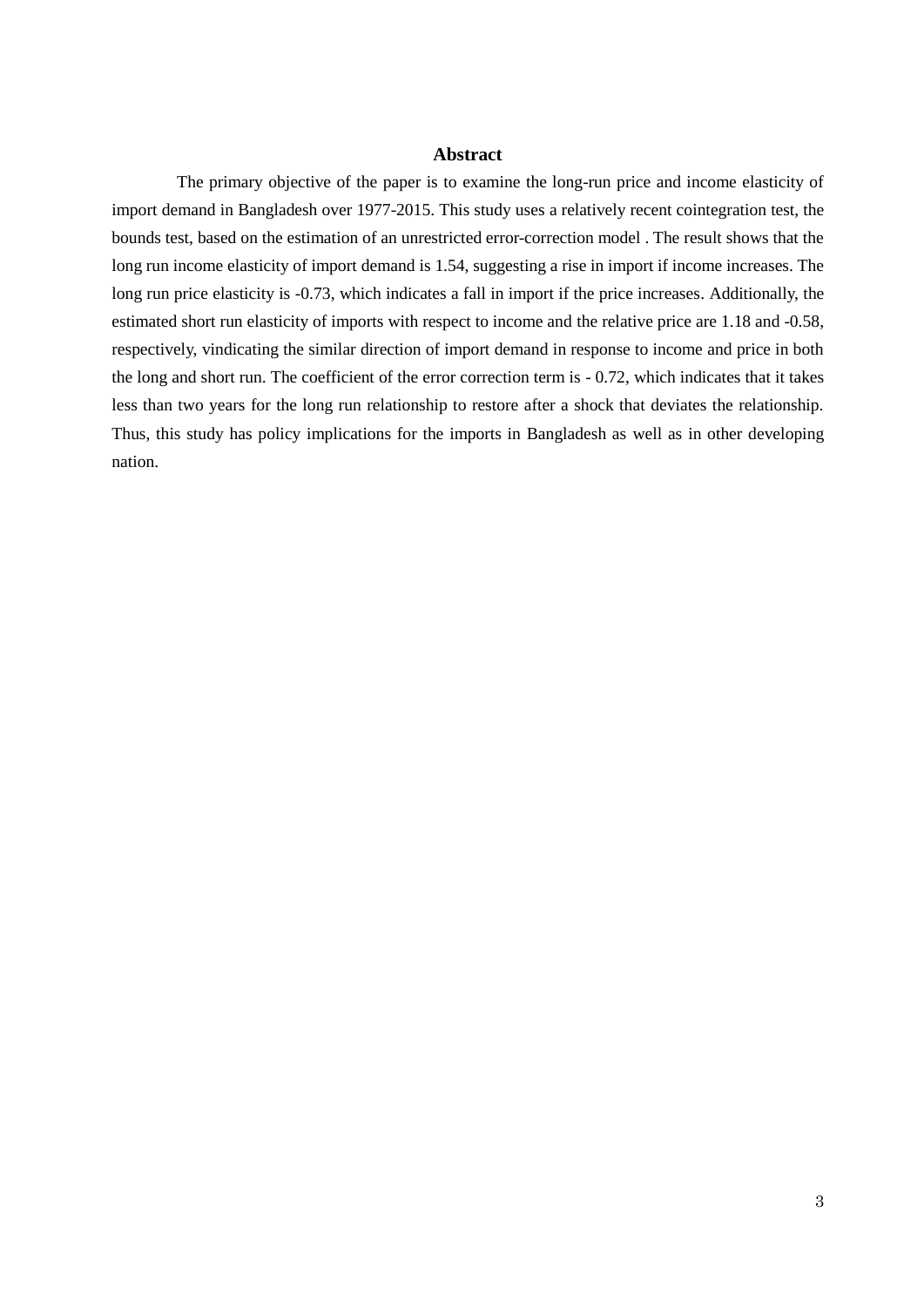## Abstract

The primary objective of the paper is to examine the long-run price and income elasticity of import demand in Bangladesh over 1977-2015. This study uses a relatively recent cointegration test, the bounds test, based on the estimation of an unrestricted error-correction model . The result shows that the long run income elasticity of import demand is 1.54, suggesting a rise in import if income increases. The long run price elasticity is -0.73, which indicates a fall in import if the price increases. Additionally, the estimated short run elasticity of imports with respect to income and the relative price are 1.18 and -0.58, respectively, vindicating the similar direction of import demand in response to income and price in both the long and short run. The coefficient of the error correction term is - 0.72, which indicates that it takes less than two years for the long run relationship to restore after a shock that deviates the relationship. Thus, this study has policy implications for the imports in Bangladesh as well as in other developing nation.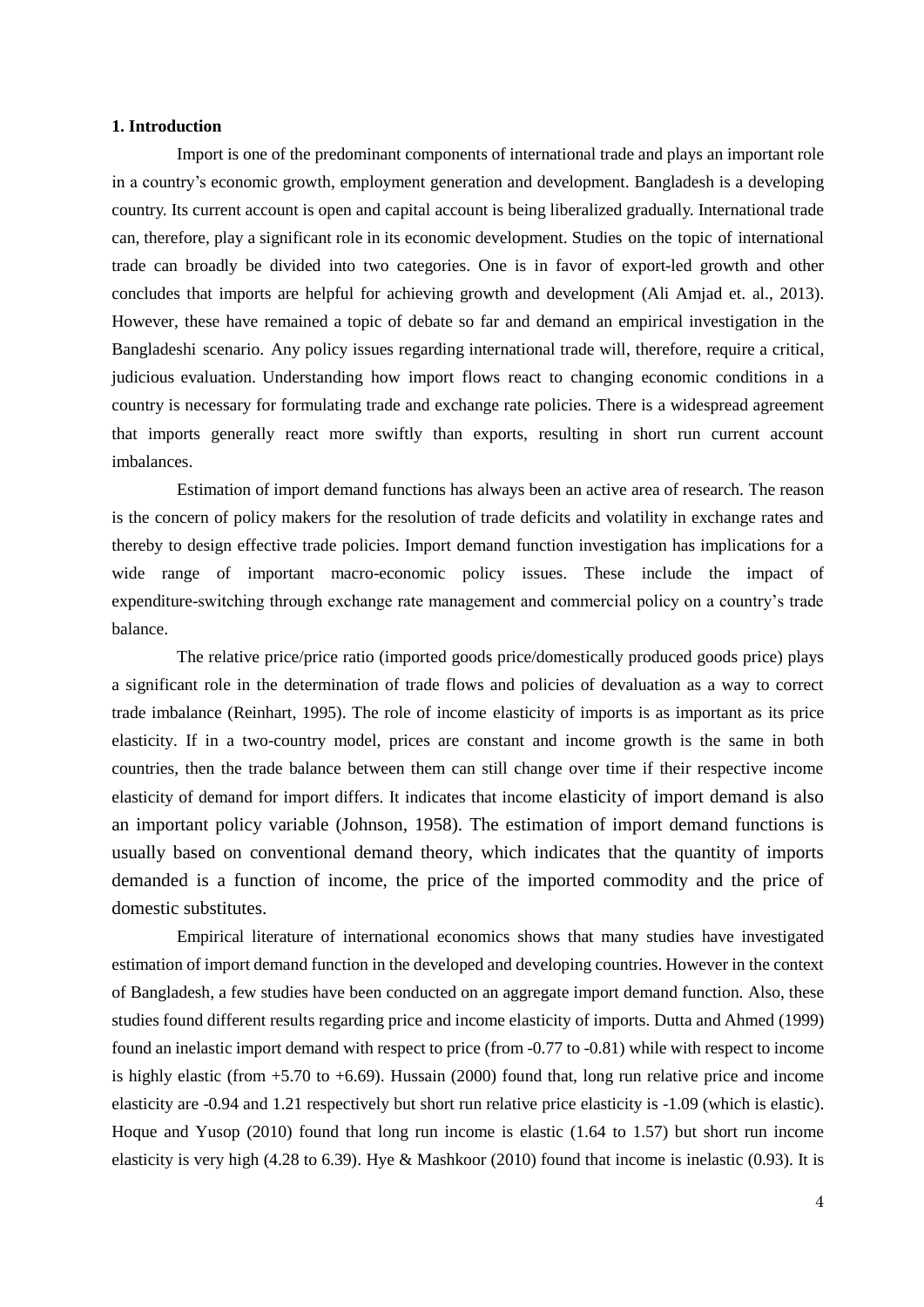**1. Introduction**

Import is one of the predominant components of international trade and plays an important role in a country's economic growth, employment generation and development. Bangladesh is a developing country. Its current account is open and capital account is being liberalized gradually. International trade can, therefore, play a significant role in its economic development. Studies on the topic of international trade can broadly be divided into two categories. One is in favor of export-led growth and other concludes that imports are helpful for achieving growth and development (Ali Amjad et. al., 2013). However, these have remained a topic of debate so far and demand an empirical investigation in the Bangladeshi scenario. Any policy issues regarding international trade will, therefore, require a critical, judicious evaluation. Understanding how import flows react to changing economic conditions in a country is necessary for formulating trade and exchange rate policies. There is a widespread agreement that imports generally react more swiftly than exports, resulting in short run current account imbalances.

Estimation of import demand functions has always been an active area of research. The reason is the concern of policy makers for the resolution of trade deficits and volatility in exchange rates and thereby to design effective trade policies. Import demand function investigation has implications for a wide range of important macro-economic policy issues. These include the impact of expenditure-switching through exchange rate management and commercial policy on a country's trade balance.

The relative price/price ratio (imported goods price/domestically produced goods price) plays a significant role in the determination of trade flows and policies of devaluation as a way to correct trade imbalance (Reinhart, 1995). The role of income elasticity of imports is as important as its price elasticity. If in a two-country model, prices are constant and income growth is the same in both countries, then the trade balance between them can still change over time if their respective income elasticity of demand for import differs. It indicates that income elasticity of import demand is also an important policy variable (Johnson, 1958). The estimation of import demand functions is usually based on conventional demand theory, which indicates that the quantity of imports demanded is a function of income, the price of the imported commodity and the price of domestic substitutes.

Empirical literature of international economics shows that many studies have investigated estimation of import demand function in the developed and developing countries. However in the context of Bangladesh, a few studies have been conducted on an aggregate import demand function. Also, these studies found different results regarding price and income elasticity of imports. Dutta and Ahmed (1999) found an inelastic import demand with respect to price (from -0.77 to -0.81) while with respect to income is highly elastic (from +5.70 to +6.69). Hussain (2000) found that, long run relative price and income elasticity are -0.94 and 1.21 respectively but short run relative price elasticity is -1.09 (which is elastic). Hoque and Yusop (2010) found that long run income is elastic (1.64 to 1.57) but short run income elasticity is very high (4.28 to 6.39). Hye & Mashkoor (2010) found that income is inelastic (0.93). It is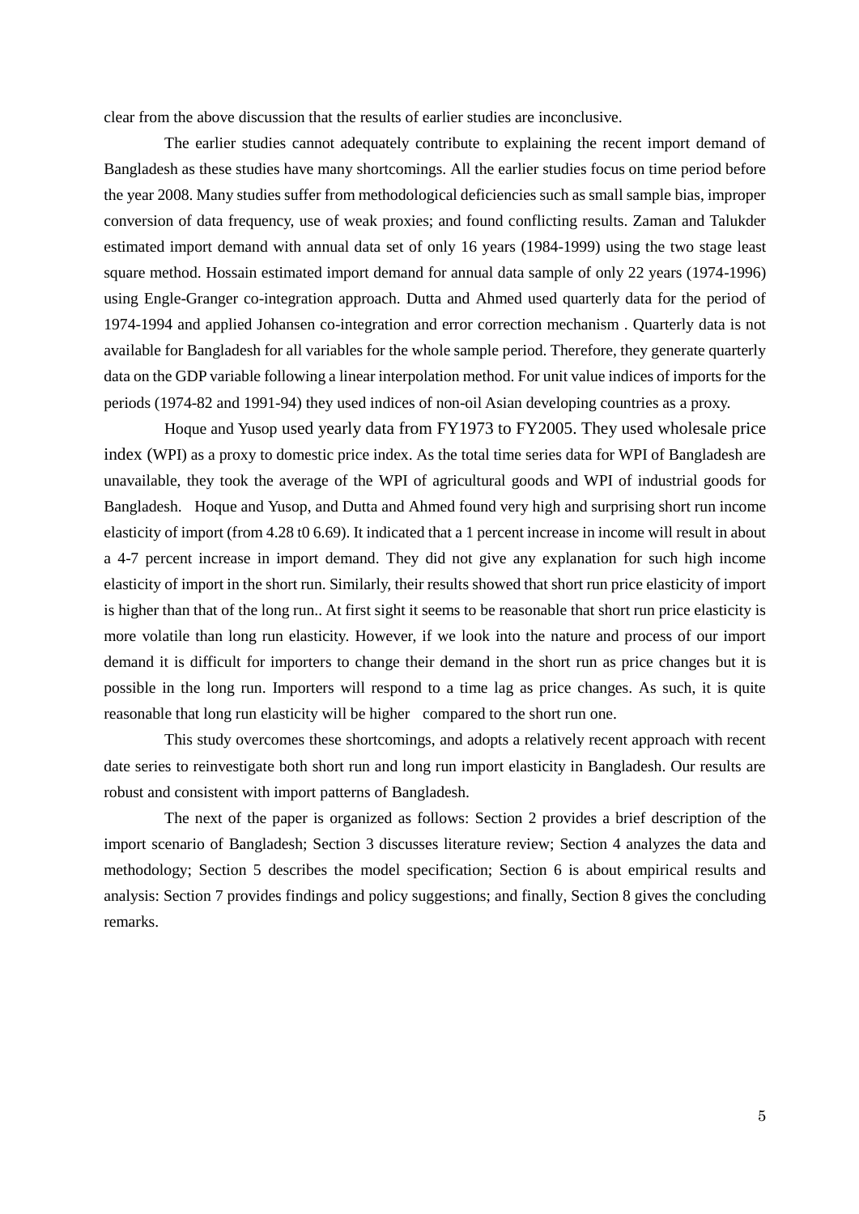clear from the above discussion that the results of earlier studies are inconclusive.

The earlier studies cannot adequately contribute to explaining the recent import demand of Bangladesh as these studies have many shortcomings. All the earlier studies focus on time period before the year 2008. Many studies suffer from methodological deficiencies such as small sample bias, improper conversion of data frequency, use of weak proxies; and found conflicting results. Zaman and Talukder estimated import demand with annual data set of only 16 years (1984-1999) using the two stage least square method. Hossain estimated import demand for annual data sample of only 22 years (1974-1996) using Engle-Granger co-integration approach. Dutta and Ahmed used quarterly data for the period of 1974-1994 and applied Johansen co-integration and error correction mechanism . Quarterly data is not available for Bangladesh for all variables for the whole sample period. Therefore, they generate quarterly data on the GDP variable following a linear interpolation method. For unit value indices of imports for the periods (1974-82 and 1991-94) they used indices of non-oil Asian developing countries as a proxy.

Hoque and Yusop used yearly data from FY1973 to FY2005. They used wholesale price index (WPI) as a proxy to domestic price index. As the total time series data for WPI of Bangladesh are unavailable, they took the average of the WPI of agricultural goods and WPI of industrial goods for Bangladesh. Hoque and Yusop, and Dutta and Ahmed found very high and surprising short run income elasticity of import (from 4.28 t0 6.69). It indicated that a 1 percent increase in income will result in about a 4-7 percent increase in import demand. They did not give any explanation for such high income elasticity of import in the short run. Similarly, their results showed that short run price elasticity of import is higher than that of the long run.. At first sight it seems to be reasonable that short run price elasticity is more volatile than long run elasticity. However, if we look into the nature and process of our import demand it is difficult for importers to change their demand in the short run as price changes but it is possible in the long run. Importers will respond to a time lag as price changes. As such, it is quite reasonable that long run elasticity will be higher compared to the short run one.

This study overcomes these shortcomings, and adopts a relatively recent approach with recent date series to reinvestigate both short run and long run import elasticity in Bangladesh. Our results are robust and consistent with import patterns of Bangladesh.

The next of the paper is organized as follows: Section 2 provides a brief description of the import scenario of Bangladesh; Section 3 discusses literature review; Section 4 analyzes the data and methodology; Section 5 describes the model specification; Section 6 is about empirical results and analysis: Section 7 provides findings and policy suggestions; and finally, Section 8 gives the concluding remarks.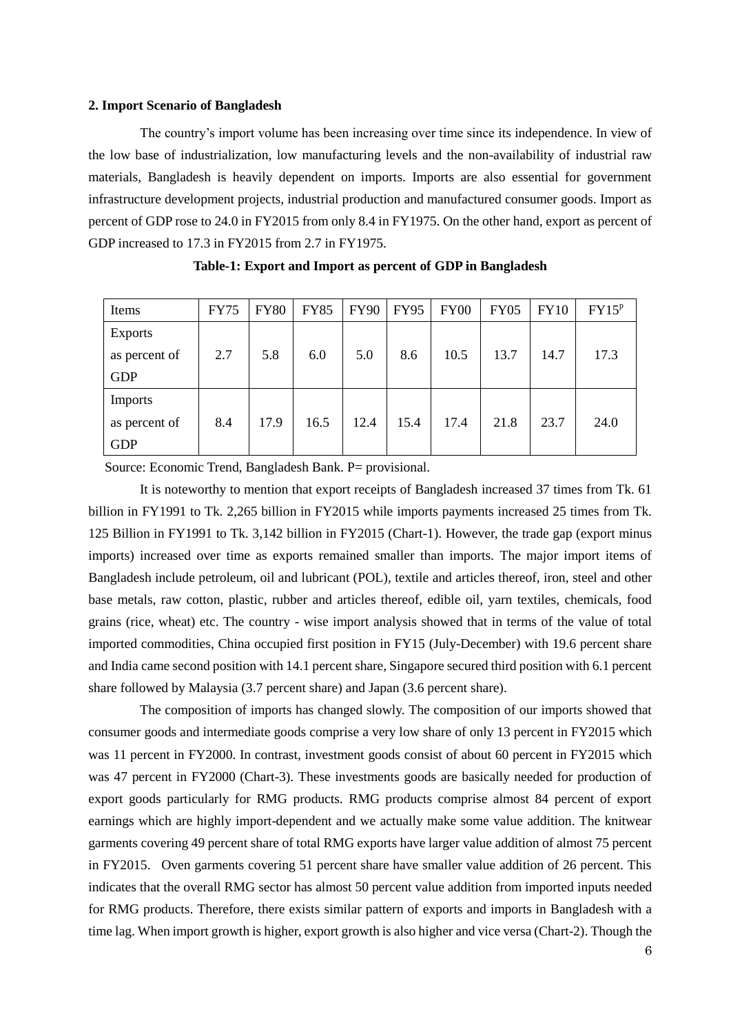## 2. Import Scenario of Bangladesh

The country's import volume has been increasing over time since its independence. In view of the low base of industrialization, low manufacturing levels and the non-availability of industrial raw materials, Bangladesh is heavily dependent on imports. Imports are also essential for government infrastructure development projects, industrial production and manufactured consumer goods. Import as percent of GDP rose to 24.0 in FY2015 from only 8.4 in FY1975. On the other hand, export as percent of GDP increased to 17.3 in FY2015 from 2.7 in FY1975.

**Table-1: Export and Import as percent of GDP in Bangladesh**

| Items | FY75 | FY80 | FY85 | FY90 | FY95 | FY00 | FY05 | FY10 | FY15[P] |
|---|---|---|---|---|---|---|---|---|---|
| Exports as percent of GDP | 2.7 | 5.8 | 6.0 | 5.0 | 8.6 | 10.5 | 13.7 | 14.7 | 17.3 |
| Imports as percent of GDP | 8.4 | 17.9 | 16.5 | 12.4 | 15.4 | 17.4 | 21.8 | 23.7 | 24.0 |

Source: Economic Trend, Bangladesh Bank. P= provisional.

It is noteworthy to mention that export receipts of Bangladesh increased 37 times from Tk. 61 billion in FY1991 to Tk. 2,265 billion in FY2015 while imports payments increased 25 times from Tk. 125 Billion in FY1991 to Tk. 3,142 billion in FY2015 (Chart-1). However, the trade gap (export minus imports) increased over time as exports remained smaller than imports. The major import items of Bangladesh include petroleum, oil and lubricant (POL), textile and articles thereof, iron, steel and other base metals, raw cotton, plastic, rubber and articles thereof, edible oil, yarn textiles, chemicals, food grains (rice, wheat) etc. The country - wise import analysis showed that in terms of the value of total imported commodities, China occupied first position in FY15 (July-December) with 19.6 percent share and India came second position with 14.1 percent share, Singapore secured third position with 6.1 percent share followed by Malaysia (3.7 percent share) and Japan (3.6 percent share).

The composition of imports has changed slowly. The composition of our imports showed that consumer goods and intermediate goods comprise a very low share of only 13 percent in FY2015 which was 11 percent in FY2000. In contrast, investment goods consist of about 60 percent in FY2015 which was 47 percent in FY2000 (Chart-3). These investments goods are basically needed for production of export goods particularly for RMG products. RMG products comprise almost 84 percent of export earnings which are highly import-dependent and we actually make some value addition. The knitwear garments covering 49 percent share of total RMG exports have larger value addition of almost 75 percent in FY2015. Oven garments covering 51 percent share have smaller value addition of 26 percent. This indicates that the overall RMG sector has almost 50 percent value addition from imported inputs needed for RMG products. Therefore, there exists similar pattern of exports and imports in Bangladesh with a time lag. When import growth is higher, export growth is also higher and vice versa (Chart-2). Though the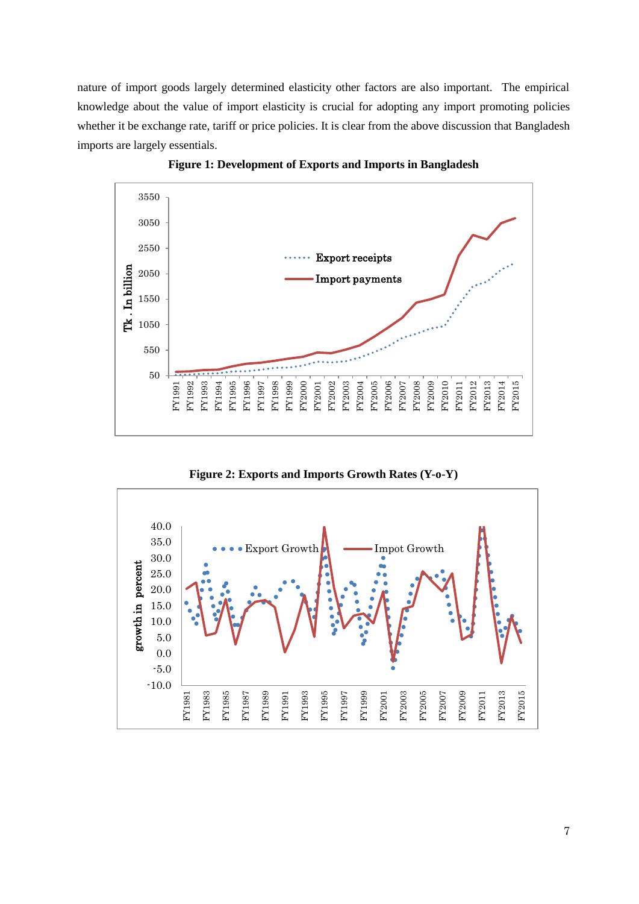nature of import goods largely determined elasticity other factors are also important. The empirical knowledge about the value of import elasticity is crucial for adopting any import promoting policies whether it be exchange rate, tariff or price policies. It is clear from the above discussion that Bangladesh imports are largely essentials.

**Figure 1: Development of Exports and Imports in Bangladesh**

**Figure 2: Exports and Imports Growth Rates (Y-o-Y)**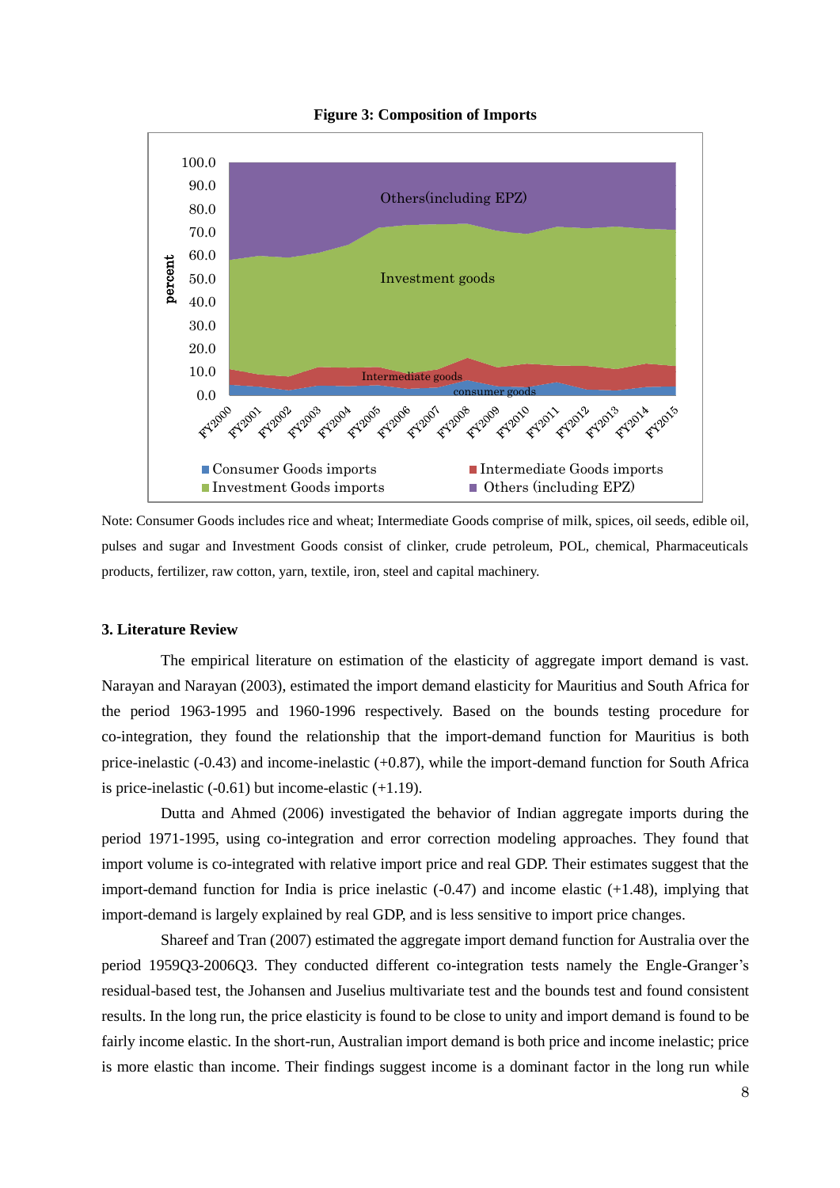**Figure 3: Composition of Imports**

Note: Consumer Goods includes rice and wheat; Intermediate Goods comprise of milk, spices, oil seeds, edible oil, pulses and sugar and Investment Goods consist of clinker, crude petroleum, POL, chemical, Pharmaceuticals products, fertilizer, raw cotton, yarn, textile, iron, steel and capital machinery.

### 3. Literature Review

The empirical literature on estimation of the elasticity of aggregate import demand is vast. Narayan and Narayan (2003), estimated the import demand elasticity for Mauritius and South Africa for the period 1963-1995 and 1960-1996 respectively. Based on the bounds testing procedure for co-integration, they found the relationship that the import-demand function for Mauritius is both price-inelastic (-0.43) and income-inelastic (+0.87), while the import-demand function for South Africa is price-inelastic (-0.61) but income-elastic (+1.19).

Dutta and Ahmed (2006) investigated the behavior of Indian aggregate imports during the period 1971-1995, using co-integration and error correction modeling approaches. They found that import volume is co-integrated with relative import price and real GDP. Their estimates suggest that the import-demand function for India is price inelastic (-0.47) and income elastic (+1.48), implying that import-demand is largely explained by real GDP, and is less sensitive to import price changes.

Shareef and Tran (2007) estimated the aggregate import demand function for Australia over the period 1959Q3-2006Q3. They conducted different co-integration tests namely the Engle-Granger's residual-based test, the Johansen and Juselius multivariate test and the bounds test and found consistent results. In the long run, the price elasticity is found to be close to unity and import demand is found to be fairly income elastic. In the short-run, Australian import demand is both price and income inelastic; price is more elastic than income. Their findings suggest income is a dominant factor in the long run while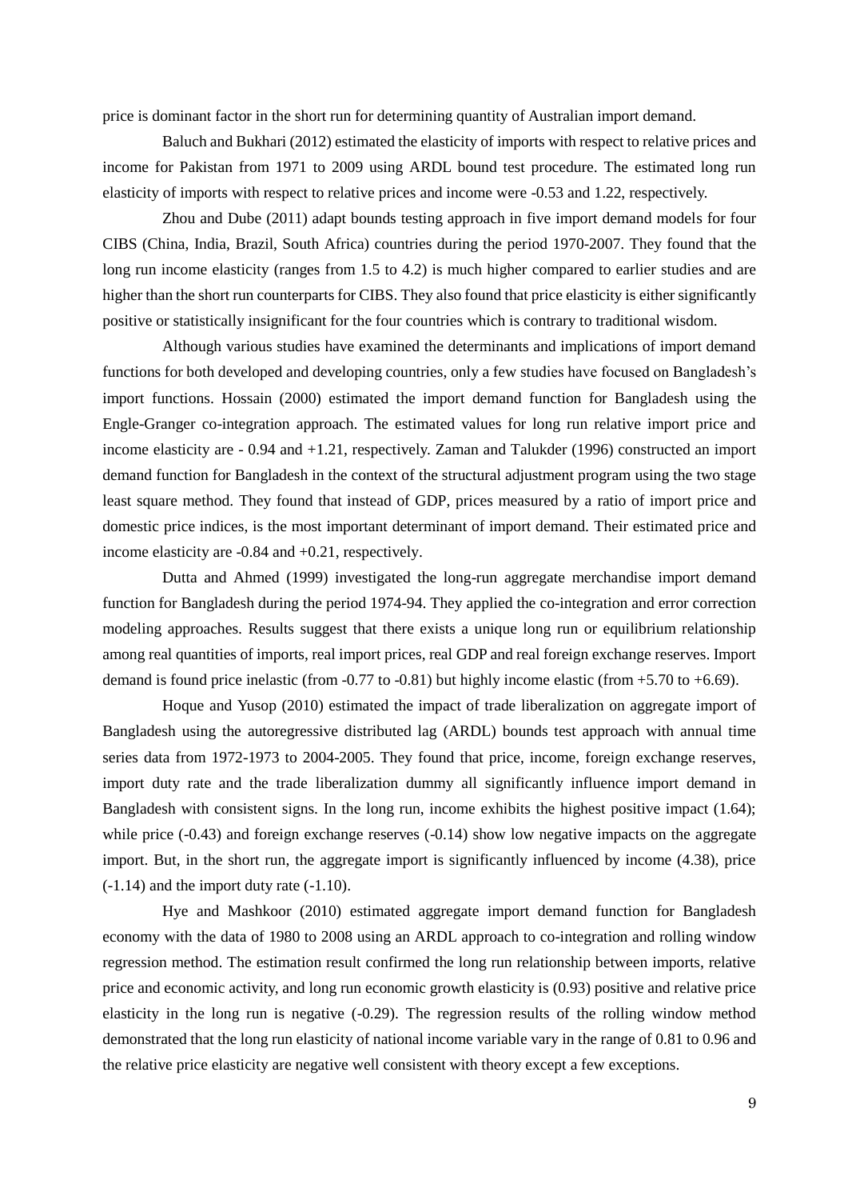price is dominant factor in the short run for determining quantity of Australian import demand.

Baluch and Bukhari (2012) estimated the elasticity of imports with respect to relative prices and income for Pakistan from 1971 to 2009 using ARDL bound test procedure. The estimated long run elasticity of imports with respect to relative prices and income were -0.53 and 1.22, respectively.

Zhou and Dube (2011) adapt bounds testing approach in five import demand models for four CIBS (China, India, Brazil, South Africa) countries during the period 1970-2007. They found that the long run income elasticity (ranges from 1.5 to 4.2) is much higher compared to earlier studies and are higher than the short run counterparts for CIBS. They also found that price elasticity is either significantly positive or statistically insignificant for the four countries which is contrary to traditional wisdom.

Although various studies have examined the determinants and implications of import demand functions for both developed and developing countries, only a few studies have focused on Bangladesh's import functions. Hossain (2000) estimated the import demand function for Bangladesh using the Engle-Granger co-integration approach. The estimated values for long run relative import price and income elasticity are - 0.94 and +1.21, respectively. Zaman and Talukder (1996) constructed an import demand function for Bangladesh in the context of the structural adjustment program using the two stage least square method. They found that instead of GDP, prices measured by a ratio of import price and domestic price indices, is the most important determinant of import demand. Their estimated price and income elasticity are -0.84 and +0.21, respectively.

Dutta and Ahmed (1999) investigated the long-run aggregate merchandise import demand function for Bangladesh during the period 1974-94. They applied the co-integration and error correction modeling approaches. Results suggest that there exists a unique long run or equilibrium relationship among real quantities of imports, real import prices, real GDP and real foreign exchange reserves. Import demand is found price inelastic (from -0.77 to -0.81) but highly income elastic (from +5.70 to +6.69).

Hoque and Yusop (2010) estimated the impact of trade liberalization on aggregate import of Bangladesh using the autoregressive distributed lag (ARDL) bounds test approach with annual time series data from 1972-1973 to 2004-2005. They found that price, income, foreign exchange reserves, import duty rate and the trade liberalization dummy all significantly influence import demand in Bangladesh with consistent signs. In the long run, income exhibits the highest positive impact (1.64); while price (-0.43) and foreign exchange reserves (-0.14) show low negative impacts on the aggregate import. But, in the short run, the aggregate import is significantly influenced by income (4.38), price (-1.14) and the import duty rate (-1.10).

Hye and Mashkoor (2010) estimated aggregate import demand function for Bangladesh economy with the data of 1980 to 2008 using an ARDL approach to co-integration and rolling window regression method. The estimation result confirmed the long run relationship between imports, relative price and economic activity, and long run economic growth elasticity is (0.93) positive and relative price elasticity in the long run is negative (-0.29). The regression results of the rolling window method demonstrated that the long run elasticity of national income variable vary in the range of 0.81 to 0.96 and the relative price elasticity are negative well consistent with theory except a few exceptions.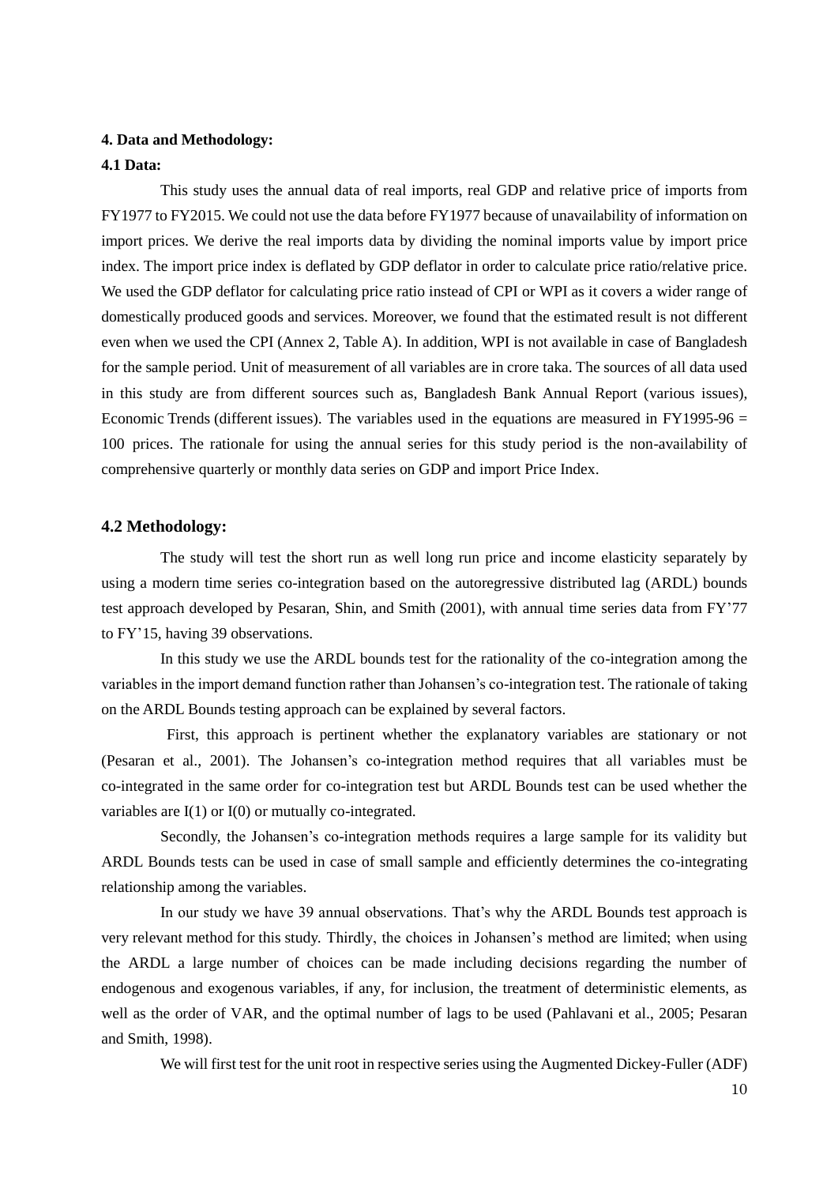**4. Data and Methodology:**

**4.1 Data:**

This study uses the annual data of real imports, real GDP and relative price of imports from FY1977 to FY2015. We could not use the data before FY1977 because of unavailability of information on import prices. We derive the real imports data by dividing the nominal imports value by import price index. The import price index is deflated by GDP deflator in order to calculate price ratio/relative price. We used the GDP deflator for calculating price ratio instead of CPI or WPI as it covers a wider range of domestically produced goods and services. Moreover, we found that the estimated result is not different even when we used the CPI (Annex 2, Table A). In addition, WPI is not available in case of Bangladesh for the sample period. Unit of measurement of all variables are in crore taka. The sources of all data used in this study are from different sources such as, Bangladesh Bank Annual Report (various issues), Economic Trends (different issues). The variables used in the equations are measured in FY1995-96 = 100 prices. The rationale for using the annual series for this study period is the non-availability of comprehensive quarterly or monthly data series on GDP and import Price Index.

## 4.2 Methodology:

The study will test the short run as well long run price and income elasticity separately by using a modern time series co-integration based on the autoregressive distributed lag (ARDL) bounds test approach developed by Pesaran, Shin, and Smith (2001), with annual time series data from FY'77 to FY'15, having 39 observations.

In this study we use the ARDL bounds test for the rationality of the co-integration among the variables in the import demand function rather than Johansen's co-integration test. The rationale of taking on the ARDL Bounds testing approach can be explained by several factors.

First, this approach is pertinent whether the explanatory variables are stationary or not (Pesaran et al., 2001). The Johansen's co-integration method requires that all variables must be co-integrated in the same order for co-integration test but ARDL Bounds test can be used whether the variables are I(1) or I(0) or mutually co-integrated.

Secondly, the Johansen's co-integration methods requires a large sample for its validity but ARDL Bounds tests can be used in case of small sample and efficiently determines the co-integrating relationship among the variables.

In our study we have 39 annual observations. That's why the ARDL Bounds test approach is very relevant method for this study. Thirdly, the choices in Johansen's method are limited; when using the ARDL a large number of choices can be made including decisions regarding the number of endogenous and exogenous variables, if any, for inclusion, the treatment of deterministic elements, as well as the order of VAR, and the optimal number of lags to be used (Pahlavani et al., 2005; Pesaran and Smith, 1998).

We will first test for the unit root in respective series using the Augmented Dickey-Fuller (ADF)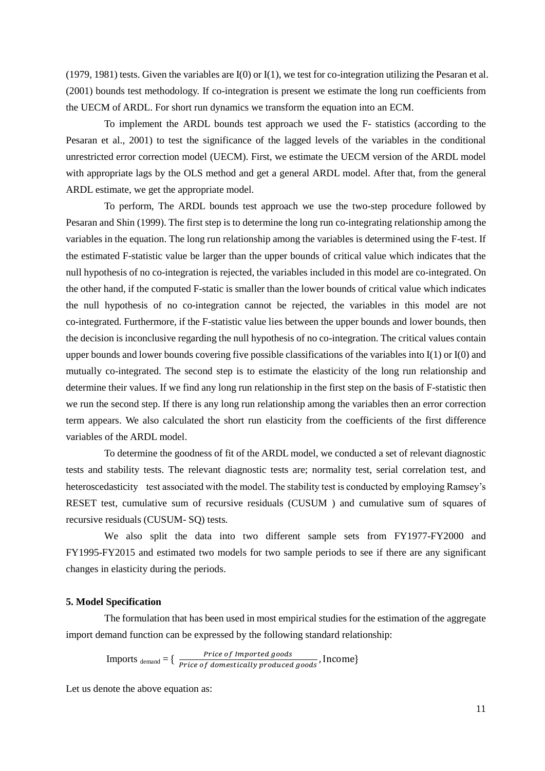(1979, 1981) tests. Given the variables are I(0) or I(1), we test for co-integration utilizing the Pesaran et al. (2001) bounds test methodology. If co-integration is present we estimate the long run coefficients from the UECM of ARDL. For short run dynamics we transform the equation into an ECM.

To implement the ARDL bounds test approach we used the F- statistics (according to the Pesaran et al., 2001) to test the significance of the lagged levels of the variables in the conditional unrestricted error correction model (UECM). First, we estimate the UECM version of the ARDL model with appropriate lags by the OLS method and get a general ARDL model. After that, from the general ARDL estimate, we get the appropriate model.

To perform, The ARDL bounds test approach we use the two-step procedure followed by Pesaran and Shin (1999). The first step is to determine the long run co-integrating relationship among the variables in the equation. The long run relationship among the variables is determined using the F-test. If the estimated F-statistic value be larger than the upper bounds of critical value which indicates that the null hypothesis of no co-integration is rejected, the variables included in this model are co-integrated. On the other hand, if the computed F-static is smaller than the lower bounds of critical value which indicates the null hypothesis of no co-integration cannot be rejected, the variables in this model are not co-integrated. Furthermore, if the F-statistic value lies between the upper bounds and lower bounds, then the decision is inconclusive regarding the null hypothesis of no co-integration. The critical values contain upper bounds and lower bounds covering five possible classifications of the variables into I(1) or I(0) and mutually co-integrated. The second step is to estimate the elasticity of the long run relationship and determine their values. If we find any long run relationship in the first step on the basis of F-statistic then we run the second step. If there is any long run relationship among the variables then an error correction term appears. We also calculated the short run elasticity from the coefficients of the first difference variables of the ARDL model.

To determine the goodness of fit of the ARDL model, we conducted a set of relevant diagnostic tests and stability tests. The relevant diagnostic tests are; normality test, serial correlation test, and heteroscedasticity test associated with the model. The stability test is conducted by employing Ramsey's RESET test, cumulative sum of recursive residuals (CUSUM ) and cumulative sum of squares of recursive residuals (CUSUM- SQ) tests.

We also split the data into two different sample sets from FY1977-FY2000 and FY1995-FY2015 and estimated two models for two sample periods to see if there are any significant changes in elasticity during the periods.

### 5. Model Specification

The formulation that has been used in most empirical studies for the estimation of the aggregate import demand function can be expressed by the following standard relationship:

$$\text{Imports}_{\text{demand}} = \left\{ \frac{\textit{Price of Imported goods}}{\textit{Price of domestically produced goods}}, \text{Income} \right\}$$

Let us denote the above equation as: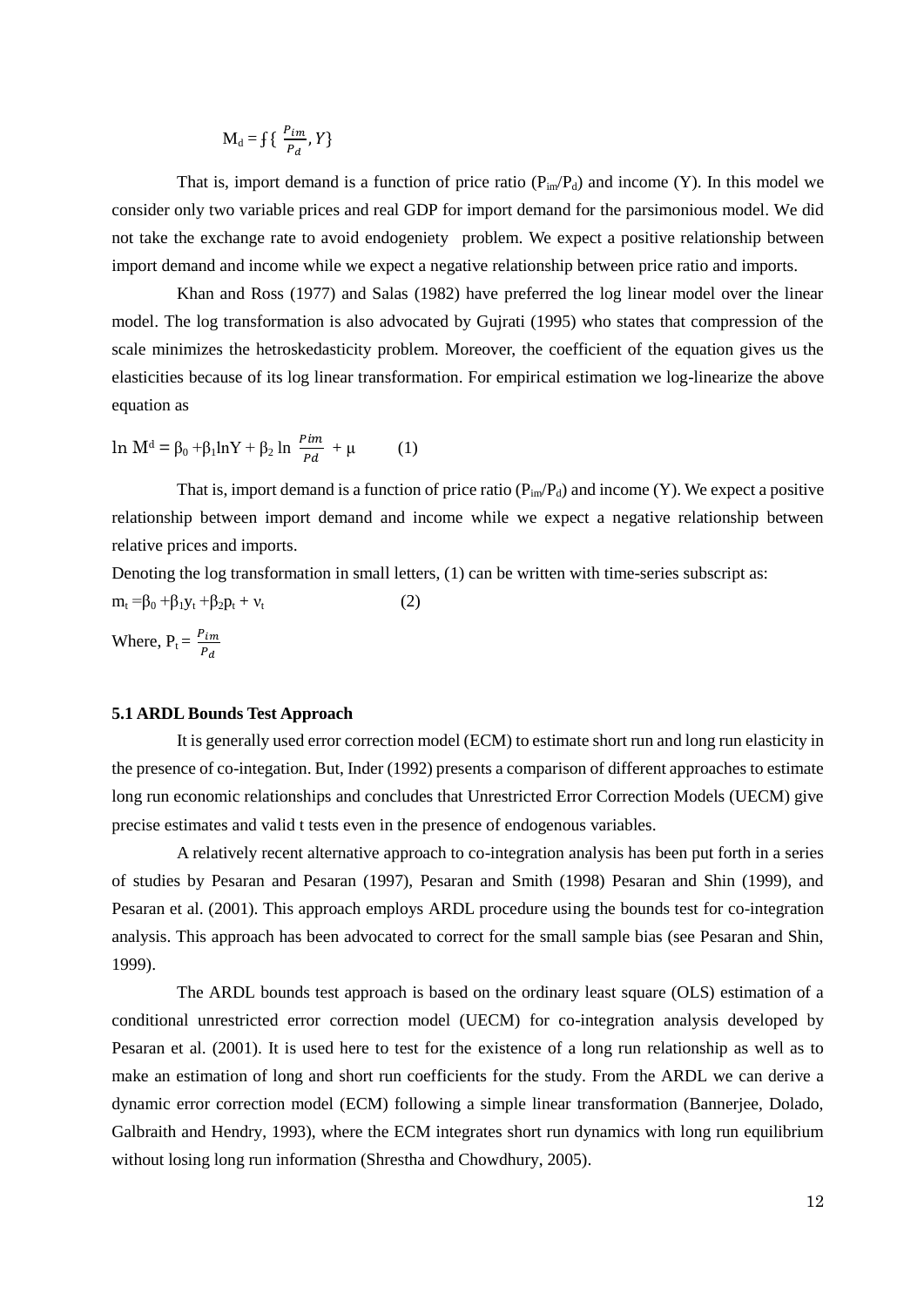$$M_d = f\{\frac{P_{im}}{P_d}, Y\}$$

That is, import demand is a function of price ratio ($P_{im}/P_d$) and income (Y). In this model we consider only two variable prices and real GDP for import demand for the parsimonious model. We did not take the exchange rate to avoid endogeniety problem. We expect a positive relationship between import demand and income while we expect a negative relationship between price ratio and imports.

Khan and Ross (1977) and Salas (1982) have preferred the log linear model over the linear model. The log transformation is also advocated by Gujrati (1995) who states that compression of the scale minimizes the hetroskedasticity problem. Moreover, the coefficient of the equation gives us the elasticities because of its log linear transformation. For empirical estimation we log-linearize the above equation as

$$\ln M^d = \beta_0 + \beta_1 \ln Y + \beta_2 \ln \frac{Pim}{Pd} + \mu \qquad (1)$$

That is, import demand is a function of price ratio ($P_{im}/P_d$) and income (Y). We expect a positive relationship between import demand and income while we expect a negative relationship between relative prices and imports.

Denoting the log transformation in small letters, (1) can be written with time-series subscript as:

$$m_t = \beta_0 + \beta_1 y_t + \beta_2 p_t + \nu_t \qquad (2)$$

Where, $P_t = \frac{P_{im}}{P_d}$

### 5.1 ARDL Bounds Test Approach

It is generally used error correction model (ECM) to estimate short run and long run elasticity in the presence of co-integation. But, Inder (1992) presents a comparison of different approaches to estimate long run economic relationships and concludes that Unrestricted Error Correction Models (UECM) give precise estimates and valid t tests even in the presence of endogenous variables.

A relatively recent alternative approach to co-integration analysis has been put forth in a series of studies by Pesaran and Pesaran (1997), Pesaran and Smith (1998) Pesaran and Shin (1999), and Pesaran et al. (2001). This approach employs ARDL procedure using the bounds test for co-integration analysis. This approach has been advocated to correct for the small sample bias (see Pesaran and Shin, 1999).

The ARDL bounds test approach is based on the ordinary least square (OLS) estimation of a conditional unrestricted error correction model (UECM) for co-integration analysis developed by Pesaran et al. (2001). It is used here to test for the existence of a long run relationship as well as to make an estimation of long and short run coefficients for the study. From the ARDL we can derive a dynamic error correction model (ECM) following a simple linear transformation (Bannerjee, Dolado, Galbraith and Hendry, 1993), where the ECM integrates short run dynamics with long run equilibrium without losing long run information (Shrestha and Chowdhury, 2005).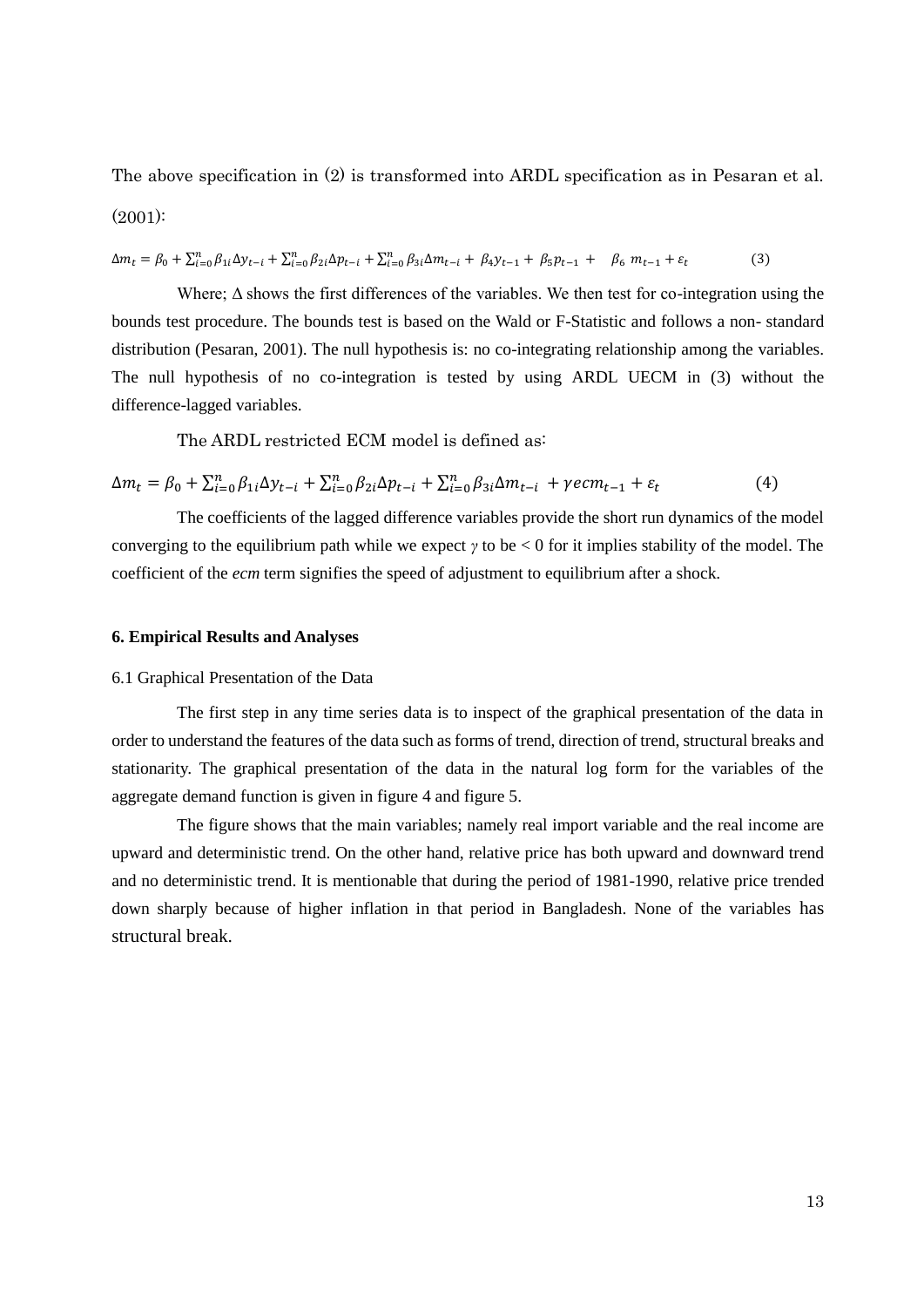The above specification in (2) is transformed into ARDL specification as in Pesaran et al. (2001):

$$\Delta m_t = \beta_0 + \sum_{i=0}^{n} \beta_{1i} \Delta y_{t-i} + \sum_{i=0}^{n} \beta_{2i} \Delta p_{t-i} + \sum_{i=0}^{n} \beta_{3i} \Delta m_{t-i} + \beta_4 y_{t-1} + \beta_5 p_{t-1} + \beta_6 m_{t-1} + \varepsilon_t \quad (3)$$

Where; $\Delta$ shows the first differences of the variables. We then test for co-integration using the bounds test procedure. The bounds test is based on the Wald or F-Statistic and follows a non- standard distribution (Pesaran, 2001). The null hypothesis is: no co-integrating relationship among the variables. The null hypothesis of no co-integration is tested by using ARDL UECM in (3) without the difference-lagged variables.

The ARDL restricted ECM model is defined as:

$$\Delta m_t = \beta_0 + \sum_{i=0}^{n} \beta_{1i} \Delta y_{t-i} + \sum_{i=0}^{n} \beta_{2i} \Delta p_{t-i} + \sum_{i=0}^{n} \beta_{3i} \Delta m_{t-i} + \gamma ecm_{t-1} + \varepsilon_t \quad (4)$$

The coefficients of the lagged difference variables provide the short run dynamics of the model converging to the equilibrium path while we expect $\gamma$ to be $< 0$ for it implies stability of the model. The coefficient of the *ecm* term signifies the speed of adjustment to equilibrium after a shock.

## 6. Empirical Results and Analyses

### 6.1 Graphical Presentation of the Data

The first step in any time series data is to inspect of the graphical presentation of the data in order to understand the features of the data such as forms of trend, direction of trend, structural breaks and stationarity. The graphical presentation of the data in the natural log form for the variables of the aggregate demand function is given in figure 4 and figure 5.

The figure shows that the main variables; namely real import variable and the real income are upward and deterministic trend. On the other hand, relative price has both upward and downward trend and no deterministic trend. It is mentionable that during the period of 1981-1990, relative price trended down sharply because of higher inflation in that period in Bangladesh. None of the variables has structural break.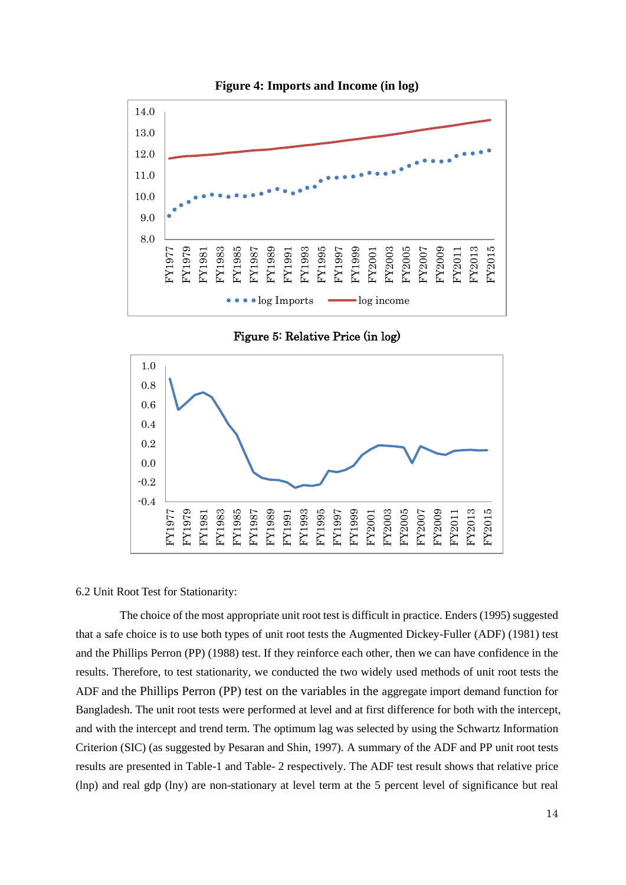**Figure 4: Imports and Income (in log)**

**Figure 5: Relative Price (in log)**

6.2 Unit Root Test for Stationarity:

The choice of the most appropriate unit root test is difficult in practice. Enders (1995) suggested that a safe choice is to use both types of unit root tests the Augmented Dickey-Fuller (ADF) (1981) test and the Phillips Perron (PP) (1988) test. If they reinforce each other, then we can have confidence in the results. Therefore, to test stationarity, we conducted the two widely used methods of unit root tests the ADF and the Phillips Perron (PP) test on the variables in the aggregate import demand function for Bangladesh. The unit root tests were performed at level and at first difference for both with the intercept, and with the intercept and trend term. The optimum lag was selected by using the Schwartz Information Criterion (SIC) (as suggested by Pesaran and Shin, 1997). A summary of the ADF and PP unit root tests results are presented in Table-1 and Table- 2 respectively. The ADF test result shows that relative price (lnp) and real gdp (lny) are non-stationary at level term at the 5 percent level of significance but real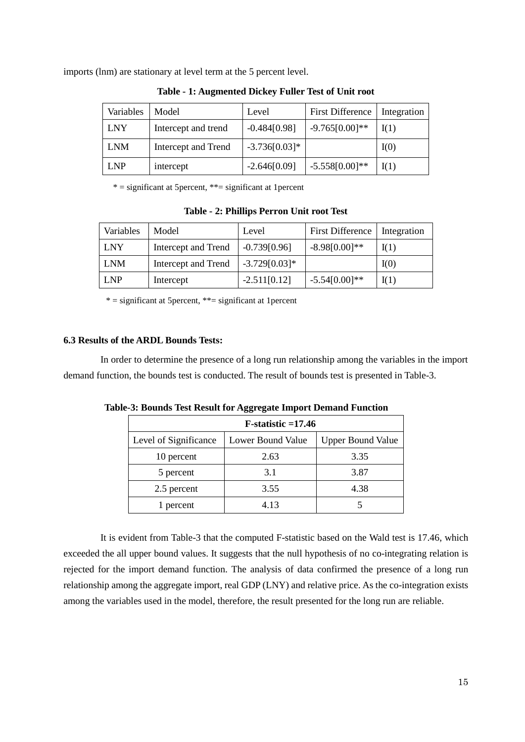imports (lnm) are stationary at level term at the 5 percent level.

**Table - 1: Augmented Dickey Fuller Test of Unit root**

| Variables | Model | Level | First Difference | Integration |
|---|---|---|---|---|
| LNY | Intercept and trend | -0.484[0.98] | -9.765[0.00]** | I(1) |
| LNM | Intercept and Trend | -3.736[0.03]* | | I(0) |
| LNP | intercept | -2.646[0.09] | -5.558[0.00]** | I(1) |

* = significant at 5percent, **= significant at 1percent

**Table - 2: Phillips Perron Unit root Test**

| Variables | Model | Level | First Difference | Integration |
|---|---|---|---|---|
| LNY | Intercept and Trend | -0.739[0.96] | -8.98[0.00]** | I(1) |
| LNM | Intercept and Trend | -3.729[0.03]* | | I(0) |
| LNP | Intercept | -2.511[0.12] | -5.54[0.00]** | I(1) |

* = significant at 5percent, **= significant at 1percent

### 6.3 Results of the ARDL Bounds Tests:

In order to determine the presence of a long run relationship among the variables in the import demand function, the bounds test is conducted. The result of bounds test is presented in Table-3.

**Table-3: Bounds Test Result for Aggregate Import Demand Function**

| **F-statistic =17.46** | | |
|---|---|---|
| Level of Significance | Lower Bound Value | Upper Bound Value |
| 10 percent | 2.63 | 3.35 |
| 5 percent | 3.1 | 3.87 |
| 2.5 percent | 3.55 | 4.38 |
| 1 percent | 4.13 | 5 |

It is evident from Table-3 that the computed F-statistic based on the Wald test is 17.46, which exceeded the all upper bound values. It suggests that the null hypothesis of no co-integrating relation is rejected for the import demand function. The analysis of data confirmed the presence of a long run relationship among the aggregate import, real GDP (LNY) and relative price. As the co-integration exists among the variables used in the model, therefore, the result presented for the long run are reliable.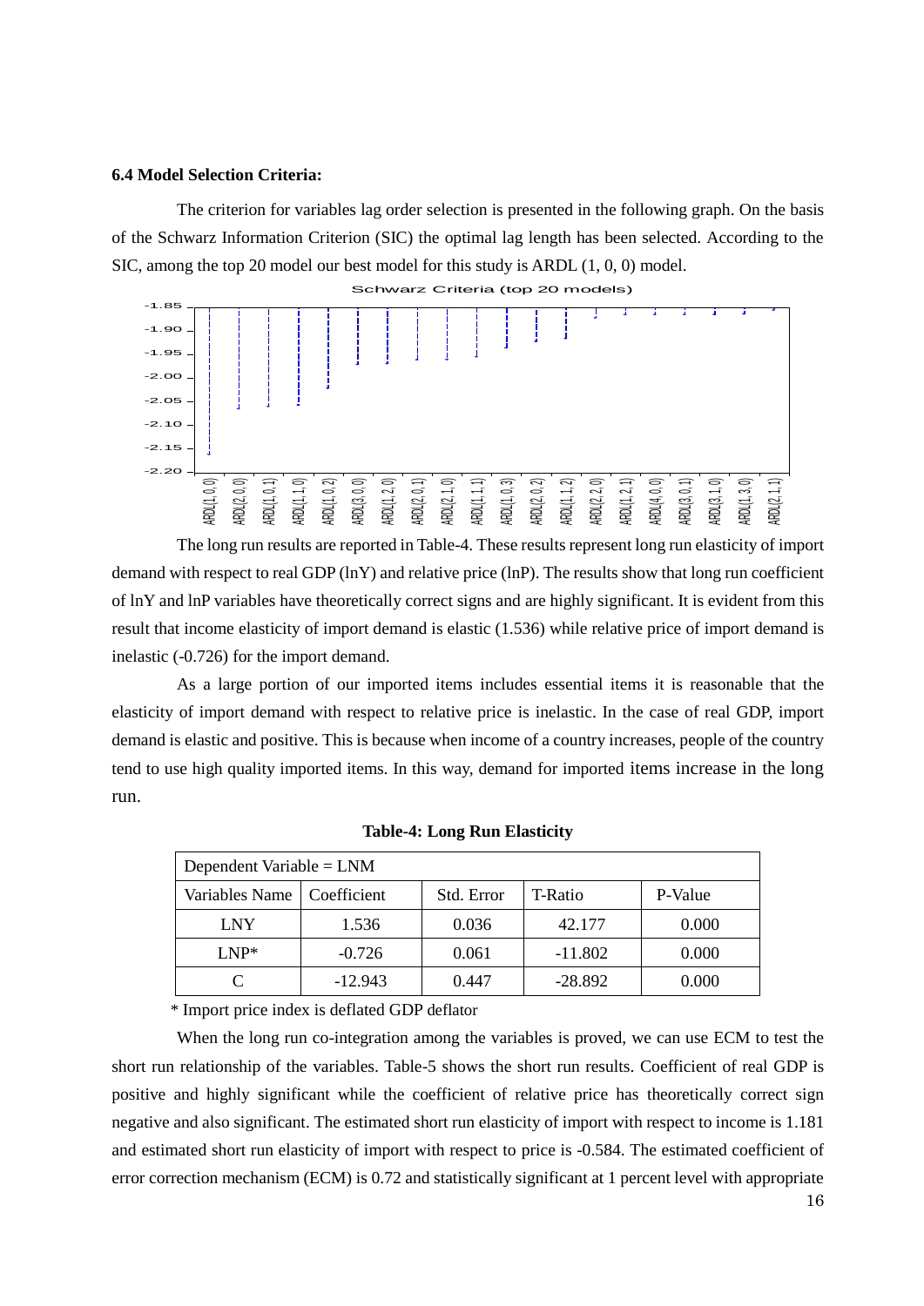### 6.4 Model Selection Criteria:

The criterion for variables lag order selection is presented in the following graph. On the basis of the Schwarz Information Criterion (SIC) the optimal lag length has been selected. According to the SIC, among the top 20 model our best model for this study is ARDL (1, 0, 0) model.

Schwarz Criteria (top 20 models)

The long run results are reported in Table-4. These results represent long run elasticity of import demand with respect to real GDP (lnY) and relative price (lnP). The results show that long run coefficient of lnY and lnP variables have theoretically correct signs and are highly significant. It is evident from this result that income elasticity of import demand is elastic (1.536) while relative price of import demand is inelastic (-0.726) for the import demand.

As a large portion of our imported items includes essential items it is reasonable that the elasticity of import demand with respect to relative price is inelastic. In the case of real GDP, import demand is elastic and positive. This is because when income of a country increases, people of the country tend to use high quality imported items. In this way, demand for imported items increase in the long run.

**Table-4: Long Run Elasticity**

| Dependent Variable = LNM | | | | |
|---|---|---|---|---|
| Variables Name | Coefficient | Std. Error | T-Ratio | P-Value |
| LNY | 1.536 | 0.036 | 42.177 | 0.000 |
| LNP* | -0.726 | 0.061 | -11.802 | 0.000 |
| C | -12.943 | 0.447 | -28.892 | 0.000 |

\* Import price index is deflated GDP deflator

When the long run co-integration among the variables is proved, we can use ECM to test the short run relationship of the variables. Table-5 shows the short run results. Coefficient of real GDP is positive and highly significant while the coefficient of relative price has theoretically correct sign negative and also significant. The estimated short run elasticity of import with respect to income is 1.181 and estimated short run elasticity of import with respect to price is -0.584. The estimated coefficient of error correction mechanism (ECM) is 0.72 and statistically significant at 1 percent level with appropriate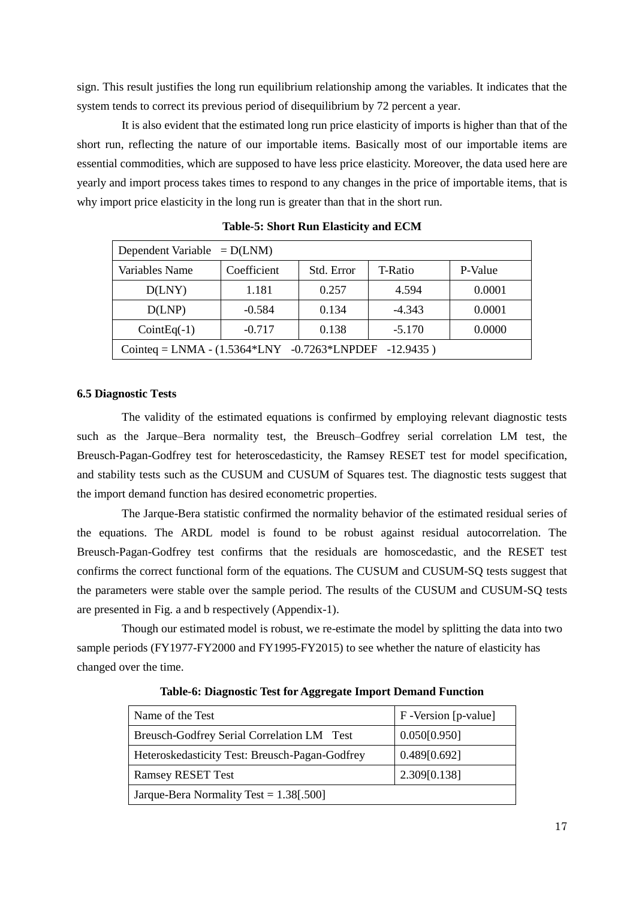sign. This result justifies the long run equilibrium relationship among the variables. It indicates that the system tends to correct its previous period of disequilibrium by 72 percent a year.

It is also evident that the estimated long run price elasticity of imports is higher than that of the short run, reflecting the nature of our importable items. Basically most of our importable items are essential commodities, which are supposed to have less price elasticity. Moreover, the data used here are yearly and import process takes times to respond to any changes in the price of importable items, that is why import price elasticity in the long run is greater than that in the short run.

**Table-5: Short Run Elasticity and ECM**

| Dependent Variable = D(LNM) | | | | |
|---|---|---|---|---|
| Variables Name | Coefficient | Std. Error | T-Ratio | P-Value |
| D(LNY) | 1.181 | 0.257 | 4.594 | 0.0001 |
| D(LNP) | -0.584 | 0.134 | -4.343 | 0.0001 |
| CointEq(-1) | -0.717 | 0.138 | -5.170 | 0.0000 |
| Cointeq = LNMA - (1.5364*LNY -0.7263*LNPDEF -12.9435 ) | | | | |

### 6.5 Diagnostic Tests

The validity of the estimated equations is confirmed by employing relevant diagnostic tests such as the Jarque–Bera normality test, the Breusch–Godfrey serial correlation LM test, the Breusch-Pagan-Godfrey test for heteroscedasticity, the Ramsey RESET test for model specification, and stability tests such as the CUSUM and CUSUM of Squares test. The diagnostic tests suggest that the import demand function has desired econometric properties.

The Jarque-Bera statistic confirmed the normality behavior of the estimated residual series of the equations. The ARDL model is found to be robust against residual autocorrelation. The Breusch-Pagan-Godfrey test confirms that the residuals are homoscedastic, and the RESET test confirms the correct functional form of the equations. The CUSUM and CUSUM-SQ tests suggest that the parameters were stable over the sample period. The results of the CUSUM and CUSUM-SQ tests are presented in Fig. a and b respectively (Appendix-1).

Though our estimated model is robust, we re-estimate the model by splitting the data into two sample periods (FY1977-FY2000 and FY1995-FY2015) to see whether the nature of elasticity has changed over the time.

**Table-6: Diagnostic Test for Aggregate Import Demand Function**

| Name of the Test | F -Version [p-value] |
|---|---|
| Breusch-Godfrey Serial Correlation LM Test | 0.050[0.950] |
| Heteroskedasticity Test: Breusch-Pagan-Godfrey | 0.489[0.692] |
| Ramsey RESET Test | 2.309[0.138] |
| Jarque-Bera Normality Test = 1.38[.500] | |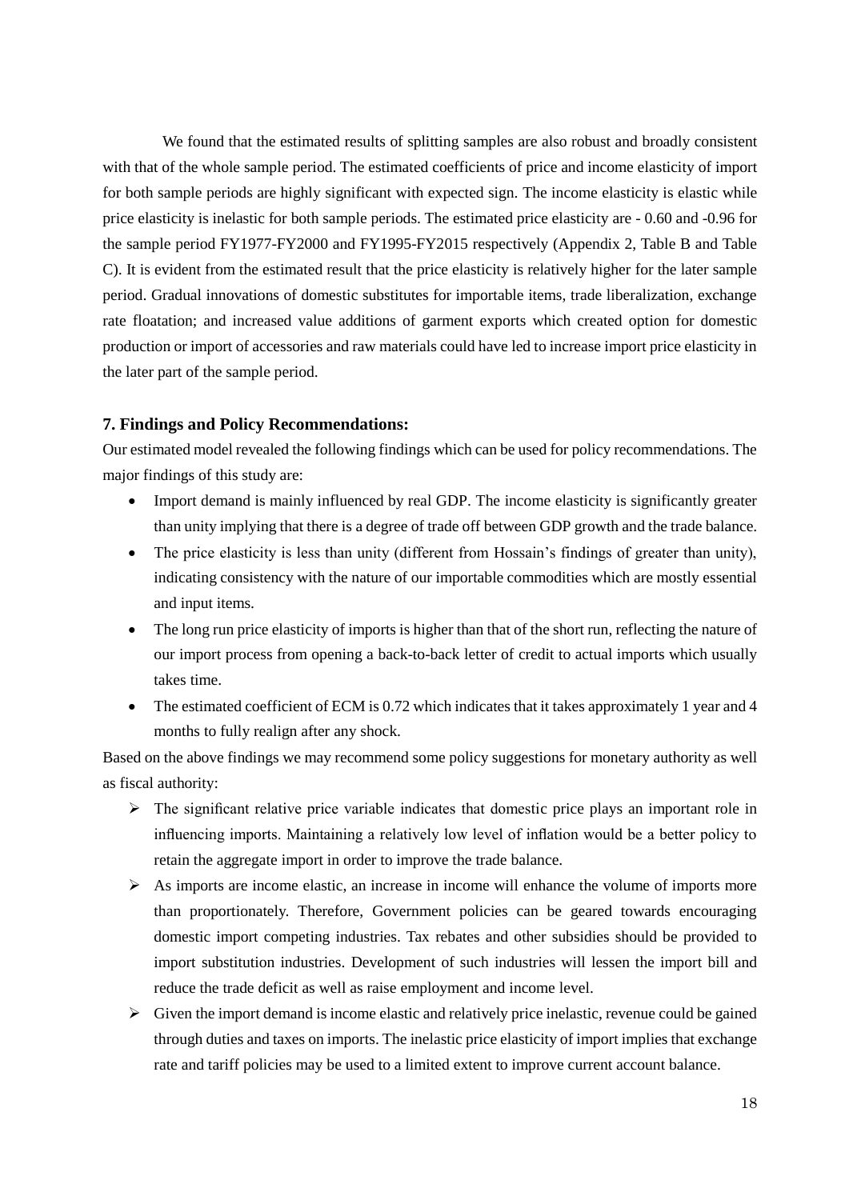We found that the estimated results of splitting samples are also robust and broadly consistent with that of the whole sample period. The estimated coefficients of price and income elasticity of import for both sample periods are highly significant with expected sign. The income elasticity is elastic while price elasticity is inelastic for both sample periods. The estimated price elasticity are - 0.60 and -0.96 for the sample period FY1977-FY2000 and FY1995-FY2015 respectively (Appendix 2, Table B and Table C). It is evident from the estimated result that the price elasticity is relatively higher for the later sample period. Gradual innovations of domestic substitutes for importable items, trade liberalization, exchange rate floatation; and increased value additions of garment exports which created option for domestic production or import of accessories and raw materials could have led to increase import price elasticity in the later part of the sample period.

### 7. Findings and Policy Recommendations:

Our estimated model revealed the following findings which can be used for policy recommendations. The major findings of this study are:

- Import demand is mainly influenced by real GDP. The income elasticity is significantly greater than unity implying that there is a degree of trade off between GDP growth and the trade balance.
- The price elasticity is less than unity (different from Hossain's findings of greater than unity), indicating consistency with the nature of our importable commodities which are mostly essential and input items.
- The long run price elasticity of imports is higher than that of the short run, reflecting the nature of our import process from opening a back-to-back letter of credit to actual imports which usually takes time.
- The estimated coefficient of ECM is 0.72 which indicates that it takes approximately 1 year and 4 months to fully realign after any shock.

Based on the above findings we may recommend some policy suggestions for monetary authority as well as fiscal authority:

- The significant relative price variable indicates that domestic price plays an important role in influencing imports. Maintaining a relatively low level of inflation would be a better policy to retain the aggregate import in order to improve the trade balance.
- As imports are income elastic, an increase in income will enhance the volume of imports more than proportionately. Therefore, Government policies can be geared towards encouraging domestic import competing industries. Tax rebates and other subsidies should be provided to import substitution industries. Development of such industries will lessen the import bill and reduce the trade deficit as well as raise employment and income level.
- Given the import demand is income elastic and relatively price inelastic, revenue could be gained through duties and taxes on imports. The inelastic price elasticity of import implies that exchange rate and tariff policies may be used to a limited extent to improve current account balance.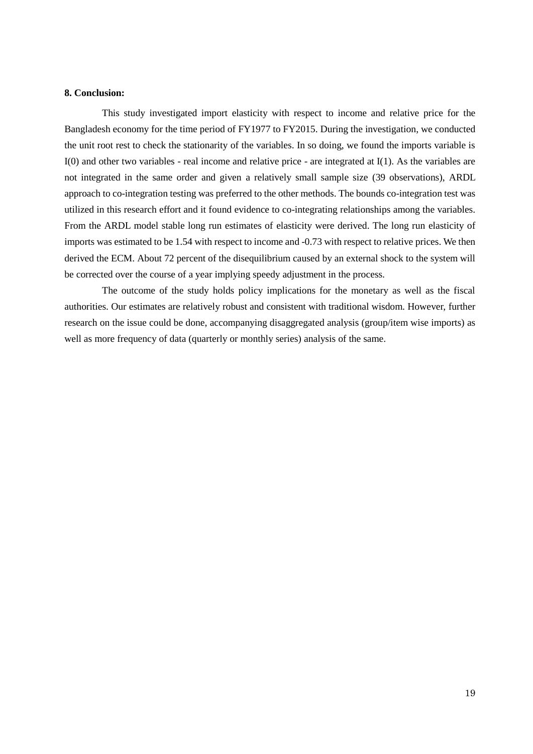**8. Conclusion:**

This study investigated import elasticity with respect to income and relative price for the Bangladesh economy for the time period of FY1977 to FY2015. During the investigation, we conducted the unit root rest to check the stationarity of the variables. In so doing, we found the imports variable is I(0) and other two variables - real income and relative price - are integrated at I(1). As the variables are not integrated in the same order and given a relatively small sample size (39 observations), ARDL approach to co-integration testing was preferred to the other methods. The bounds co-integration test was utilized in this research effort and it found evidence to co-integrating relationships among the variables. From the ARDL model stable long run estimates of elasticity were derived. The long run elasticity of imports was estimated to be 1.54 with respect to income and -0.73 with respect to relative prices. We then derived the ECM. About 72 percent of the disequilibrium caused by an external shock to the system will be corrected over the course of a year implying speedy adjustment in the process.

The outcome of the study holds policy implications for the monetary as well as the fiscal authorities. Our estimates are relatively robust and consistent with traditional wisdom. However, further research on the issue could be done, accompanying disaggregated analysis (group/item wise imports) as well as more frequency of data (quarterly or monthly series) analysis of the same.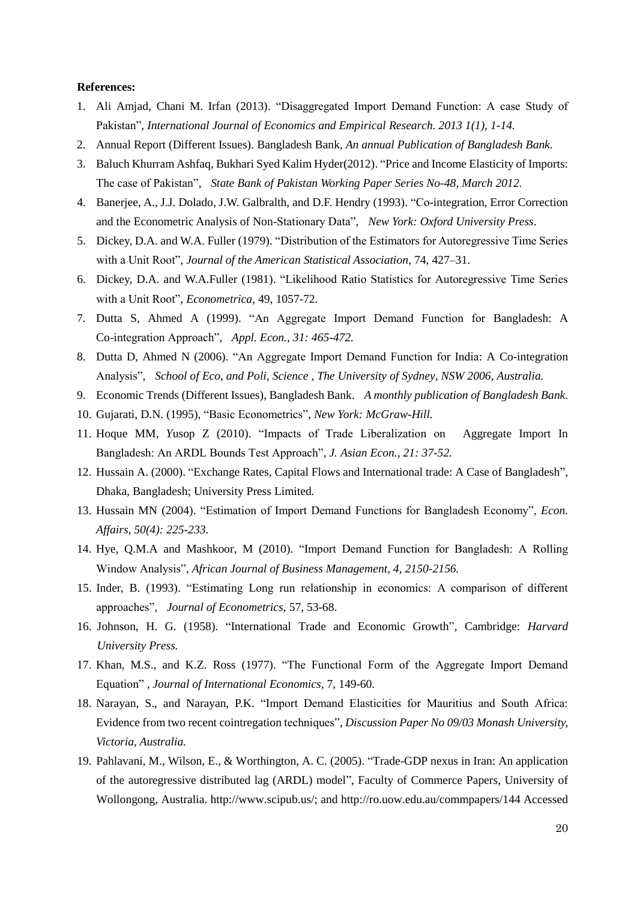**References:**

1. Ali Amjad, Chani M. Irfan (2013). "Disaggregated Import Demand Function: A case Study of Pakistan", *International Journal of Economics and Empirical Research. 2013 1(1), 1-14.*
2. Annual Report (Different Issues). Bangladesh Bank, *An annual Publication of Bangladesh Bank.*
3. Baluch Khurram Ashfaq, Bukhari Syed Kalim Hyder(2012). "Price and Income Elasticity of Imports: The case of Pakistan", *State Bank of Pakistan Working Paper Series No-48, March 2012.*
4. Banerjee, A., J.J. Dolado, J.W. Galbralth, and D.F. Hendry (1993). "Co-integration, Error Correction and the Econometric Analysis of Non-Stationary Data", *New York: Oxford University Press.*
5. Dickey, D.A. and W.A. Fuller (1979). "Distribution of the Estimators for Autoregressive Time Series with a Unit Root", *Journal of the American Statistical Association*, 74, 427–31.
6. Dickey, D.A. and W.A.Fuller (1981). "Likelihood Ratio Statistics for Autoregressive Time Series with a Unit Root", *Econometrica*, 49, 1057-72.
7. Dutta S, Ahmed A (1999). "An Aggregate Import Demand Function for Bangladesh: A Co-integration Approach", *Appl. Econ., 31: 465-472.*
8. Dutta D, Ahmed N (2006). "An Aggregate Import Demand Function for India: A Co-integration Analysis", *School of Eco, and Poli, Science , The University of Sydney, NSW 2006, Australia.*
9. Economic Trends (Different Issues), Bangladesh Bank. *A monthly publication of Bangladesh Bank.*
10. Gujarati, D.N. (1995), "Basic Econometrics", *New York: McGraw-Hill.*
11. Hoque MM, Yusop Z (2010). "Impacts of Trade Liberalization on Aggregate Import In Bangladesh: An ARDL Bounds Test Approach", *J. Asian Econ., 21: 37-52.*
12. Hussain A. (2000). "Exchange Rates, Capital Flows and International trade: A Case of Bangladesh", Dhaka, Bangladesh; University Press Limited.
13. Hussain MN (2004). "Estimation of Import Demand Functions for Bangladesh Economy", *Econ. Affairs, 50(4): 225-233.*
14. Hye, Q.M.A and Mashkoor, M (2010). "Import Demand Function for Bangladesh: A Rolling Window Analysis", *African Journal of Business Management, 4, 2150-2156.*
15. Inder, B. (1993). "Estimating Long run relationship in economics: A comparison of different approaches", *Journal of Econometrics*, 57, 53-68.
16. Johnson, H. G. (1958). "International Trade and Economic Growth", Cambridge: *Harvard University Press.*
17. Khan, M.S., and K.Z. Ross (1977). "The Functional Form of the Aggregate Import Demand Equation" , *Journal of International Economics*, 7, 149-60.
18. Narayan, S., and Narayan, P.K. "Import Demand Elasticities for Mauritius and South Africa: Evidence from two recent cointregation techniques", *Discussion Paper No 09/03 Monash University, Victoria, Australia.*
19. Pahlavani, M., Wilson, E., & Worthington, A. C. (2005). "Trade-GDP nexus in Iran: An application of the autoregressive distributed lag (ARDL) model", Faculty of Commerce Papers, University of Wollongong, Australia. http://www.scipub.us/; and http://ro.uow.edu.au/commpapers/144 Accessed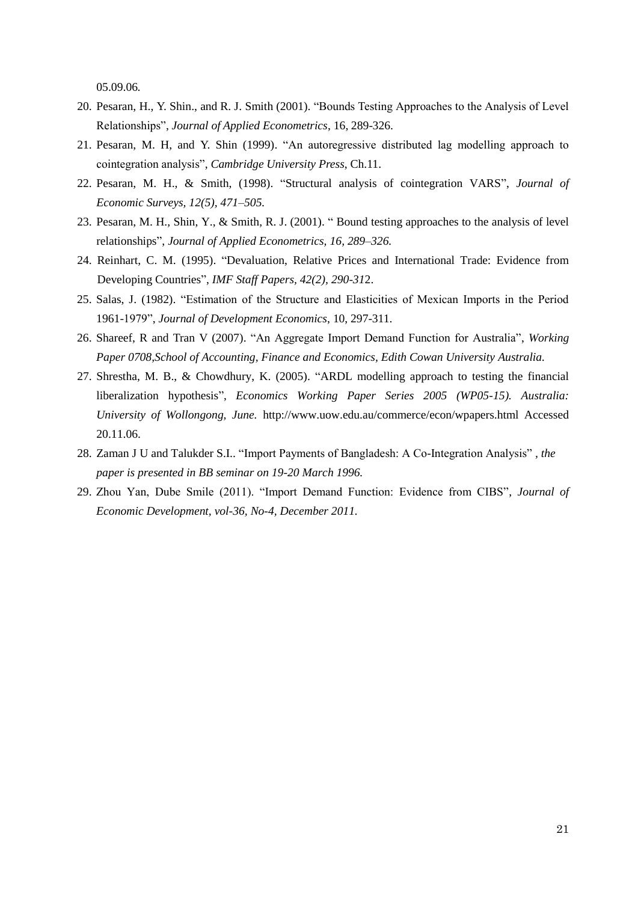05.09.06.

20. Pesaran, H., Y. Shin., and R. J. Smith (2001). "Bounds Testing Approaches to the Analysis of Level Relationships", *Journal of Applied Econometrics*, 16, 289-326.
21. Pesaran, M. H, and Y. Shin (1999). "An autoregressive distributed lag modelling approach to cointegration analysis", *Cambridge University Press*, Ch.11.
22. Pesaran, M. H., & Smith, (1998). "Structural analysis of cointegration VARS", *Journal of Economic Surveys, 12(5), 471–505.*
23. Pesaran, M. H., Shin, Y., & Smith, R. J. (2001). " Bound testing approaches to the analysis of level relationships", *Journal of Applied Econometrics, 16, 289–326.*
24. Reinhart, C. M. (1995). "Devaluation, Relative Prices and International Trade: Evidence from Developing Countries", *IMF Staff Papers, 42(2), 290-31*2.
25. Salas, J. (1982). "Estimation of the Structure and Elasticities of Mexican Imports in the Period 1961-1979", *Journal of Development Economics*, 10, 297-311.
26. Shareef, R and Tran V (2007). "An Aggregate Import Demand Function for Australia", *Working Paper 0708,School of Accounting, Finance and Economics, Edith Cowan University Australia.*
27. Shrestha, M. B., & Chowdhury, K. (2005). "ARDL modelling approach to testing the financial liberalization hypothesis", *Economics Working Paper Series 2005 (WP05-15). Australia: University of Wollongong, June.* http://www.uow.edu.au/commerce/econ/wpapers.html Accessed 20.11.06.
28. Zaman J U and Talukder S.I.. "Import Payments of Bangladesh: A Co-Integration Analysis" *, the paper is presented in BB seminar on 19-20 March 1996.*
29. Zhou Yan, Dube Smile (2011). "Import Demand Function: Evidence from CIBS", *Journal of Economic Development, vol-36, No-4, December 2011.*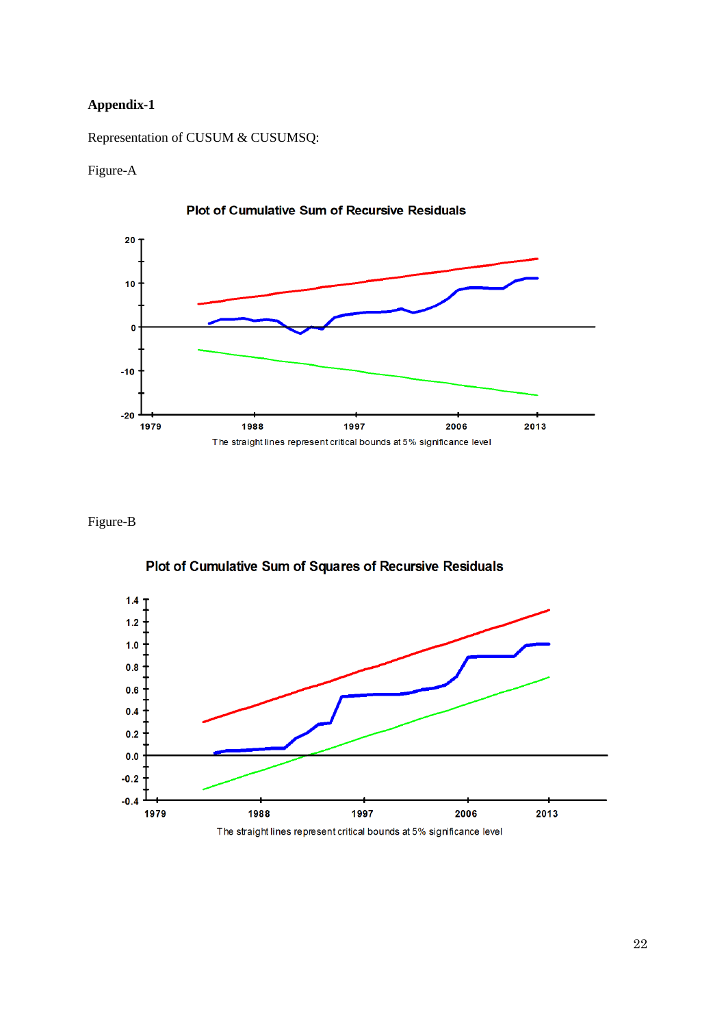**Appendix-1**

Representation of CUSUM & CUSUMSQ:

Figure-A

Plot of Cumulative Sum of Recursive Residuals

The straight lines represent critical bounds at 5% significance level

Figure-B

Plot of Cumulative Sum of Squares of Recursive Residuals

The straight lines represent critical bounds at 5% significance level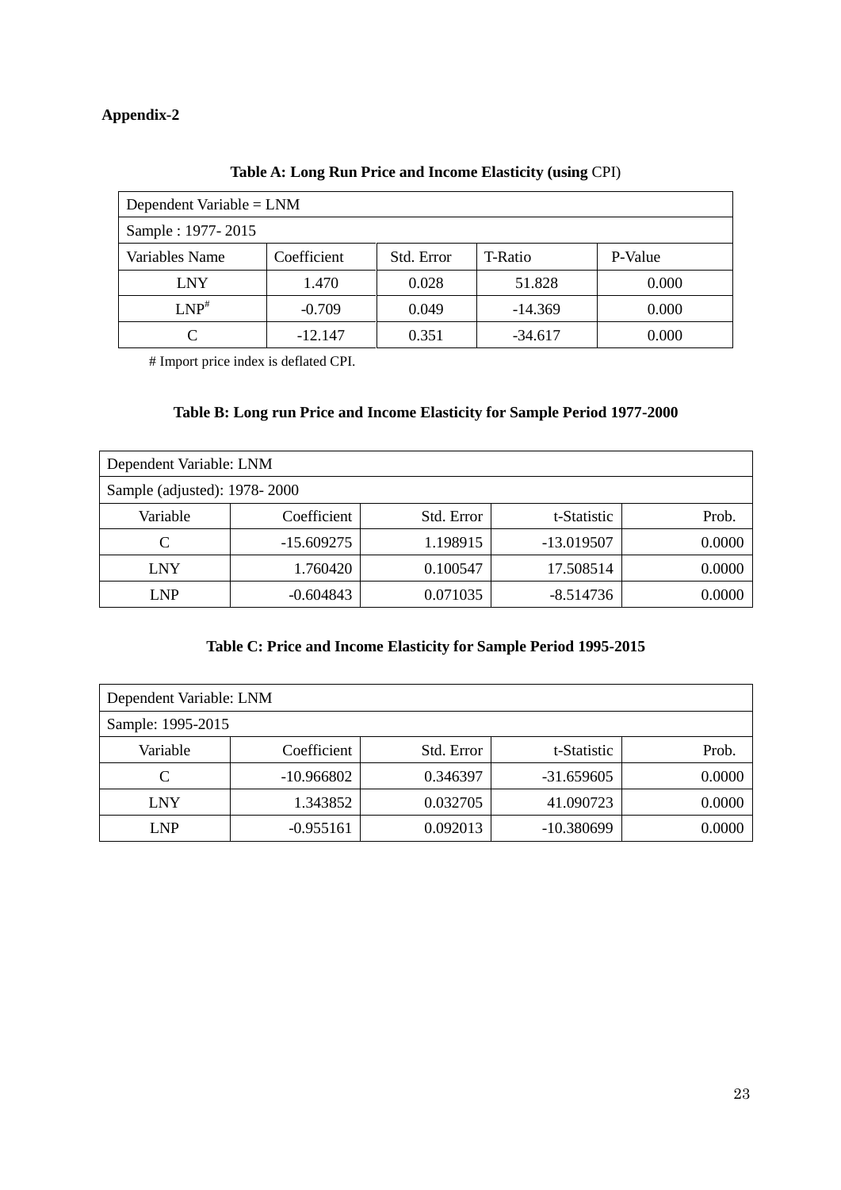**Appendix-2**

**Table A: Long Run Price and Income Elasticity (using CPI)**

| Dependent Variable = LNM | | | | |
|---|---|---|---|---|
| Sample : 1977- 2015 | | | | |
| Variables Name | Coefficient | Std. Error | T-Ratio | P-Value |
| LNY | 1.470 | 0.028 | 51.828 | 0.000 |
| LNP[#] | -0.709 | 0.049 | -14.369 | 0.000 |
| C | -12.147 | 0.351 | -34.617 | 0.000 |

# Import price index is deflated CPI.

**Table B: Long run Price and Income Elasticity for Sample Period 1977-2000**

| Dependent Variable: LNM | | | | |
|---|---|---|---|---|
| Sample (adjusted): 1978- 2000 | | | | |
| Variable | Coefficient | Std. Error | t-Statistic | Prob. |
| C | -15.609275 | 1.198915 | -13.019507 | 0.0000 |
| LNY | 1.760420 | 0.100547 | 17.508514 | 0.0000 |
| LNP | -0.604843 | 0.071035 | -8.514736 | 0.0000 |

**Table C: Price and Income Elasticity for Sample Period 1995-2015**

| Dependent Variable: LNM | | | | |
|---|---|---|---|---|
| Sample: 1995-2015 | | | | |
| Variable | Coefficient | Std. Error | t-Statistic | Prob. |
| C | -10.966802 | 0.346397 | -31.659605 | 0.0000 |
| LNY | 1.343852 | 0.032705 | 41.090723 | 0.0000 |
| LNP | -0.955161 | 0.092013 | -10.380699 | 0.0000 |